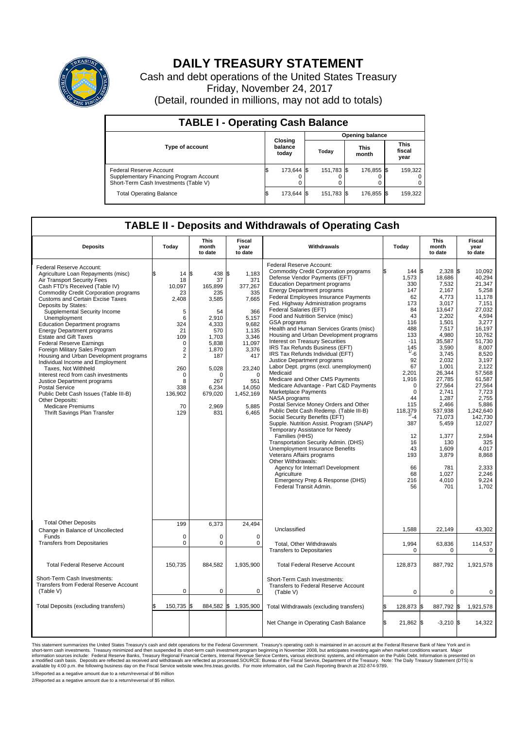# DAILY TREASURY STATEMENT

Cash and debt operations of the United States Treasury

Friday, November 24, 2017

(Detail, rounded in millions, may not add to totals)

## TABLE I - Operating Cash Balance

| Type of account | Closing balance today | Opening balance Today | Opening balance This month | Opening balance This fiscal year |
|---|---|---|---|---|
| Federal Reserve Account | $ 173,644 | $ 151,783 | $ 176,855 | $ 159,322 |
| Supplementary Financing Program Account | 0 | 0 | 0 | 0 |
| Short-Term Cash Investments (Table V) | 0 | 0 | 0 | 0 |
| Total Operating Balance | $ 173,644 | $ 151,783 | $ 176,855 | $ 159,322 |

## TABLE II - Deposits and Withdrawals of Operating Cash

| Deposits | Today | This month to date | Fiscal year to date | Withdrawals | Today | This month to date | Fiscal year to date |
|---|---|---|---|---|---|---|---|
| Federal Reserve Account: | | | | Federal Reserve Account: | | | |
| Agriculture Loan Repayments (misc) | $ 14 | $ 438 | $ 1,183 | Commodity Credit Corporation programs | $ 144 | $ 2,328 | $ 10,092 |
| Air Transport Security Fees | 18 | 37 | 371 | Defense Vendor Payments (EFT) | 1,573 | 18,686 | 40,294 |
| Cash FTD's Received (Table IV) | 10,097 | 165,899 | 377,267 | Education Department programs | 330 | 7,532 | 21,347 |
| Commodity Credit Corporation programs | 23 | 235 | 335 | Energy Department programs | 147 | 2,167 | 5,258 |
| Customs and Certain Excise Taxes | 2,408 | 3,585 | 7,665 | Federal Employees Insurance Payments | 62 | 4,773 | 11,178 |
| Deposits by States: | | | | Fed. Highway Administration programs | 173 | 3,017 | 7,151 |
| Supplemental Security Income | 5 | 54 | 366 | Federal Salaries (EFT) | 84 | 13,647 | 27,032 |
| Unemployment | 6 | 2,910 | 5,157 | Food and Nutrition Service (misc) | 43 | 2,202 | 4,594 |
| Education Department programs | 324 | 4,333 | 9,682 | GSA programs | 116 | 1,501 | 3,277 |
| Energy Department programs | 21 | 570 | 1,135 | Health and Human Services Grants (misc) | 488 | 7,517 | 16,197 |
| Estate and Gift Taxes | 109 | 1,703 | 3,346 | Housing and Urban Development programs | 133 | 4,980 | 10,762 |
| Federal Reserve Earnings | 0 | 5,838 | 11,097 | Interest on Treasury Securities | -11 | 35,587 | 51,730 |
| Foreign Military Sales Program | 2 | 1,870 | 3,376 | IRS Tax Refunds Business (EFT) | 145 | 3,590 | 8,007 |
| Housing and Urban Development programs | 2 | 187 | 417 | IRS Tax Refunds Individual (EFT) | 1/ -6 | 3,745 | 8,520 |
| Individual Income and Employment Taxes, Not Withheld | 260 | 5,028 | 23,240 | Justice Department programs | 92 | 2,032 | 3,197 |
| Interest recd from cash investments | 0 | 0 | 0 | Labor Dept. prgms (excl. unemployment) | 67 | 1,001 | 2,122 |
| Justice Department programs | 8 | 267 | 551 | Medicaid | 2,201 | 26,344 | 57,568 |
| Postal Service | 338 | 6,234 | 14,050 | Medicare and Other CMS Payments | 1,916 | 27,785 | 61,587 |
| Public Debt Cash Issues (Table III-B) | 136,902 | 679,020 | 1,452,169 | Medicare Advantage - Part C&D Payments | 0 | 27,564 | 27,564 |
| Other Deposits: | | | | Marketplace Payments | 0 | 2,741 | 7,723 |
| Medicare Premiums | 70 | 2,969 | 5,885 | NASA programs | 44 | 1,287 | 2,755 |
| Thrift Savings Plan Transfer | 129 | 831 | 6,465 | Postal Service Money Orders and Other | 115 | 2,466 | 5,886 |
| | | | | Public Debt Cash Redemp. (Table III-B) | 118,379 | 537,938 | 1,242,640 |
| | | | | Social Security Benefits (EFT) | 2/ -4 | 71,073 | 142,730 |
| | | | | Supple. Nutrition Assist. Program (SNAP) | 387 | 5,459 | 12,027 |
| | | | | Temporary Assistance for Needy Families (HHS) | 12 | 1,377 | 2,594 |
| | | | | Transportation Security Admin. (DHS) | 16 | 130 | 325 |
| | | | | Unemployment Insurance Benefits | 43 | 1,609 | 4,017 |
| | | | | Veterans Affairs programs | 193 | 3,879 | 8,868 |
| | | | | Other Withdrawals: | | | |
| | | | | Agency for Internat'l Development | 66 | 781 | 2,333 |
| | | | | Agriculture | 68 | 1,027 | 2,246 |
| | | | | Emergency Prep & Response (DHS) | 216 | 4,010 | 9,224 |
| | | | | Federal Transit Admin. | 56 | 701 | 1,702 |
| Total Other Deposits | 199 | 6,373 | 24,494 | Unclassified | 1,588 | 22,149 | 43,302 |
| Change in Balance of Uncollected Funds | 0 | 0 | 0 | | | | |
| Transfers from Depositaries | 0 | 0 | 0 | Total, Other Withdrawals | 1,994 | 63,836 | 114,537 |
| | | | | Transfers to Depositaries | 0 | 0 | 0 |
| Total Federal Reserve Account | 150,735 | 884,582 | 1,935,900 | Total Federal Reserve Account | 128,873 | 887,792 | 1,921,578 |
| Short-Term Cash Investments: Transfers from Federal Reserve Account (Table V) | 0 | 0 | 0 | Short-Term Cash Investments: Transfers to Federal Reserve Account (Table V) | 0 | 0 | 0 |
| Total Deposits (excluding transfers) | $ 150,735 | $ 884,582 | $ 1,935,900 | Total Withdrawals (excluding transfers) | $ 128,873 | $ 887,792 | $ 1,921,578 |
| | | | | Net Change in Operating Cash Balance | $ 21,862 | $ -3,210 | $ 14,322 |

This statement summarizes the United States Treasury's cash and debt operations for the Federal Government. Treasury's operating cash is maintained in an account at the Federal Reserve Bank of New York and in short-term cash investments. Treasury minimized and then suspended its short-term cash investment program beginning in November 2008, but anticipates investing again when market conditions warrant. Major information sources include: Federal Reserve Banks, Treasury Regional Financial Centers, Internal Revenue Service Centers, various electronic systems, and information on the Public Debt. Information is presented on a modified cash basis. Deposits are reflected as received and withdrawals are reflected as processed.SOURCE: Bureau of the Fiscal Service, Department of the Treasury. Note: The Daily Treasury Statement (DTS) is available by 4:00 p.m. the following business day on the Fiscal Service website www.fms.treas.gov/dts. For more information, call the Cash Reporting Branch at 202-874-9789.

1/Reported as a negative amount due to a return/reversal of $6 million

2/Reported as a negative amount due to a return/reversal of $5 million.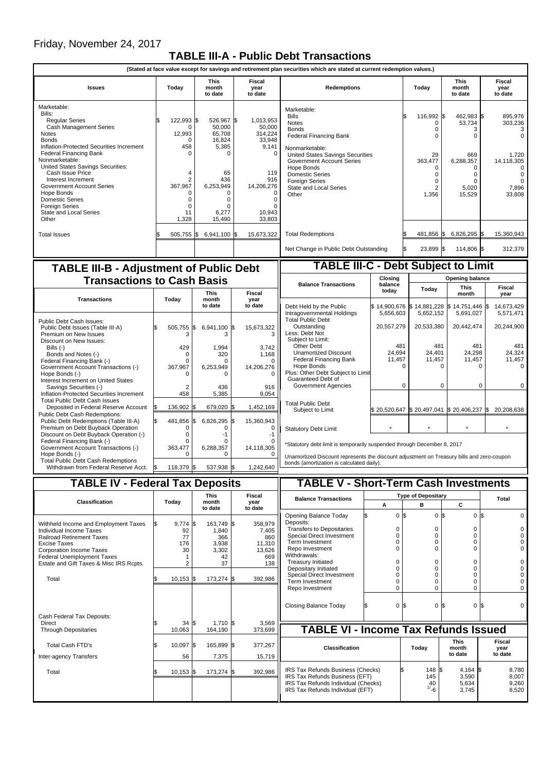Friday, November 24, 2017

# TABLE III-A - Public Debt Transactions

(Stated at face value except for savings and retirement plan securities which are stated at current redemption values.)

| Issues | Today | This month to date | Fiscal year to date |
|---|---|---|---|
| Marketable: | | | |
| Bills: | | | |
| Regular Series | $ 122,993 | $ 526,967 | $ 1,013,953 |
| Cash Management Series | 0 | 50,000 | 50,000 |
| Notes | 12,993 | 65,708 | 314,224 |
| Bonds | 0 | 16,824 | 33,948 |
| Inflation-Protected Securities Increment | 458 | 5,385 | 9,141 |
| Federal Financing Bank | 0 | 0 | 0 |
| Nonmarketable: | | | |
| United States Savings Securities: | | | |
| Cash Issue Price | 4 | 65 | 119 |
| Interest Increment | 2 | 436 | 916 |
| Government Account Series | 367,967 | 6,253,949 | 14,206,276 |
| Hope Bonds | 0 | 0 | 0 |
| Domestic Series | 0 | 0 | 0 |
| Foreign Series | 0 | 0 | 0 |
| State and Local Series | 11 | 6,277 | 10,943 |
| Other | 1,328 | 15,490 | 33,803 |
| Total Issues | $ 505,755 | $ 6,941,100 | $ 15,673,322 |

| Redemptions | Today | This month to date | Fiscal year to date |
|---|---|---|---|
| Marketable: | | | |
| Bills | $ 116,992 | $ 462,983 | $ 895,976 |
| Notes | 0 | 53,734 | 303,236 |
| Bonds | 0 | 3 | 3 |
| Federal Financing Bank | 0 | 0 | 0 |
| Nonmarketable: | | | |
| United States Savings Securities | 29 | 669 | 1,720 |
| Government Account Series | 363,477 | 6,288,357 | 14,118,305 |
| Hope Bonds | 0 | 0 | 0 |
| Domestic Series | 0 | 0 | 0 |
| Foreign Series | 0 | 0 | 0 |
| State and Local Series | 2 | 5,020 | 7,896 |
| Other | 1,356 | 15,529 | 33,808 |
| Total Redemptions | $ 481,856 | $ 6,826,295 | $ 15,360,943 |
| Net Change in Public Debt Outstanding | $ 23,899 | $ 114,806 | $ 312,379 |

# TABLE III-B - Adjustment of Public Debt Transactions to Cash Basis

| Transactions | Today | This month to date | Fiscal year to date |
|---|---|---|---|
| Public Debt Cash Issues: | | | |
| Public Debt Issues (Table III-A) | $ 505,755 | $ 6,941,100 | $ 15,673,322 |
| Premium on New Issues | 3 | 3 | 3 |
| Discount on New Issues: | | | |
| Bills (-) | 429 | 1,994 | 3,742 |
| Bonds and Notes (-) | 0 | 320 | 1,168 |
| Federal Financing Bank (-) | 0 | 0 | 0 |
| Government Account Transactions (-) | 367,967 | 6,253,949 | 14,206,276 |
| Hope Bonds (-) | 0 | 0 | 0 |
| Interest Increment on United States Savings Securities (-) | 2 | 436 | 916 |
| Inflation-Protected Securities Increment | 458 | 5,385 | 9,054 |
| Total Public Debt Cash Issues Deposited in Federal Reserve Account | $ 136,902 | $ 679,020 | $ 1,452,169 |
| Public Debt Cash Redemptions: | | | |
| Public Debt Redemptions (Table III-A) | $ 481,856 | $ 6,826,295 | $ 15,360,943 |
| Premium on Debt Buyback Operation | 0 | 0 | 0 |
| Discount on Debt Buyback Operation (-) | 0 | -1 | -1 |
| Federal Financing Bank (-) | 0 | 0 | 0 |
| Government Account Transactions (-) | 363,477 | 6,288,357 | 14,118,305 |
| Hope Bonds (-) | 0 | 0 | 0 |
| Total Public Debt Cash Redemptions Withdrawn from Federal Reserve Acct. | $ 118,379 | $ 537,938 | $ 1,242,640 |

# TABLE III-C - Debt Subject to Limit

| Balance Transactions | Closing balance today | Opening balance Today | Opening balance This month | Opening balance Fiscal year |
|---|---|---|---|---|
| Debt Held by the Public | $ 14,900,676 | $ 14,881,228 | $ 14,751,446 | $ 14,673,429 |
| Intragovernmental Holdings | 5,656,603 | 5,652,152 | 5,691,027 | 5,571,471 |
| Total Public Debt Outstanding | 20,557,279 | 20,533,380 | 20,442,474 | 20,244,900 |
| Less: Debt Not Subject to Limit: | | | | |
| Other Debt | 481 | 481 | 481 | 481 |
| Unamortized Discount | 24,694 | 24,401 | 24,298 | 24,324 |
| Federal Financing Bank | 11,457 | 11,457 | 11,457 | 11,457 |
| Hope Bonds | 0 | 0 | 0 | 0 |
| Plus: Other Debt Subject to Limit | | | | |
| Guaranteed Debt of Government Agencies | 0 | 0 | 0 | 0 |
| Total Public Debt Subject to Limit | $ 20,520,647 | $ 20,497,041 | $ 20,406,237 | $ 20,208,638 |
| Statutory Debt Limit | * | * | * | * |

*Statutory debt limit is temporarily suspended through December 8, 2017

Unamortized Discount represents the discount adjustment on Treasury bills and zero-coupon bonds (amortization is calculated daily).

# TABLE IV - Federal Tax Deposits

| Classification | Today | This month to date | Fiscal year to date |
|---|---|---|---|
| Withheld Income and Employment Taxes | $ 9,774 | $ 163,749 | $ 358,979 |
| Individual Income Taxes | 92 | 1,840 | 7,405 |
| Railroad Retirement Taxes | 77 | 366 | 860 |
| Excise Taxes | 176 | 3,938 | 11,310 |
| Corporation Income Taxes | 30 | 3,302 | 13,626 |
| Federal Unemployment Taxes | 1 | 42 | 669 |
| Estate and Gift Taxes & Misc IRS Rcpts. | 2 | 37 | 138 |
| Total | $ 10,153 | $ 173,274 | $ 392,986 |
| Cash Federal Tax Deposits: | | | |
| Direct | $ 34 | $ 1,710 | $ 3,569 |
| Through Depositaries | 10,063 | 164,190 | 373,699 |
| Total Cash FTD's | $ 10,097 | $ 165,899 | $ 377,267 |
| Inter-agency Transfers | 56 | 7,375 | 15,719 |
| Total | $ 10,153 | $ 173,274 | $ 392,986 |

# TABLE V - Short-Term Cash Investments

| Balance Transactions | Type of Depositary A | B | C | Total |
|---|---|---|---|---|
| Opening Balance Today | $ 0 | $ 0 | $ 0 | $ 0 |
| Deposits: | | | | |
| Transfers to Depositaries | 0 | 0 | 0 | 0 |
| Special Direct Investment | 0 | 0 | 0 | 0 |
| Term Investment | 0 | 0 | 0 | 0 |
| Repo Investment | 0 | 0 | 0 | 0 |
| Withdrawals: | | | | |
| Treasury Initiated | 0 | 0 | 0 | 0 |
| Depositary Initiated | 0 | 0 | 0 | 0 |
| Special Direct Investment | 0 | 0 | 0 | 0 |
| Term Investment | 0 | 0 | 0 | 0 |
| Repo Investment | 0 | 0 | 0 | 0 |
| Closing Balance Today | $ 0 | $ 0 | $ 0 | $ 0 |

# TABLE VI - Income Tax Refunds Issued

| Classification | Today | This month to date | Fiscal year to date |
|---|---|---|---|
| IRS Tax Refunds Business (Checks) | $ 148 | $ 4,164 | $ 8,780 |
| IRS Tax Refunds Business (EFT) | 145 | 3,590 | 8,007 |
| IRS Tax Refunds Individual (Checks) | 40 | 5,634 | 9,260 |
| IRS Tax Refunds Individual (EFT) | [1/] -6 | 3,745 | 8,520 |